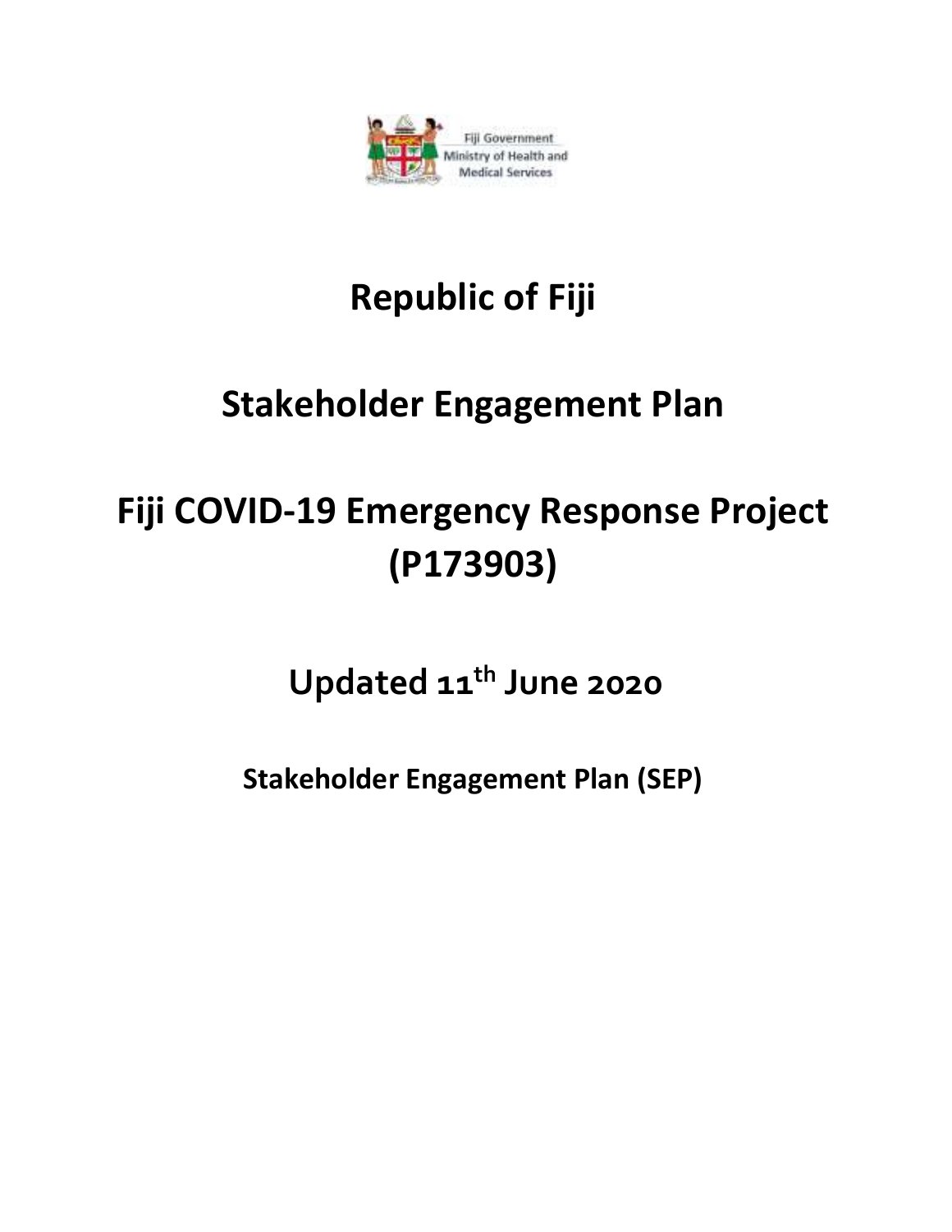Fiji Government
Ministry of Health and Medical Services

# Republic of Fiji

# Stakeholder Engagement Plan

# Fiji COVID-19 Emergency Response Project (P173903)

## Updated 11th June 2020

### Stakeholder Engagement Plan (SEP)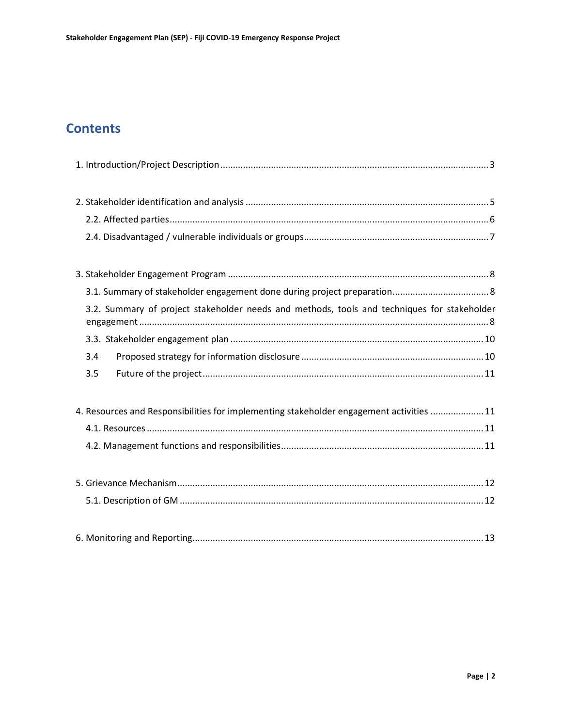# Contents

1. Introduction/Project Description ... 3

2. Stakeholder identification and analysis ... 5
   - 2.2. Affected parties ... 6
   - 2.4. Disadvantaged / vulnerable individuals or groups ... 7

3. Stakeholder Engagement Program ... 8
   - 3.1. Summary of stakeholder engagement done during project preparation ... 8
   - 3.2. Summary of project stakeholder needs and methods, tools and techniques for stakeholder engagement ... 8
   - 3.3. Stakeholder engagement plan ... 10
   - 3.4 Proposed strategy for information disclosure ... 10
   - 3.5 Future of the project ... 11

4. Resources and Responsibilities for implementing stakeholder engagement activities ... 11
   - 4.1. Resources ... 11
   - 4.2. Management functions and responsibilities ... 11

5. Grievance Mechanism ... 12
   - 5.1. Description of GM ... 12

6. Monitoring and Reporting ... 13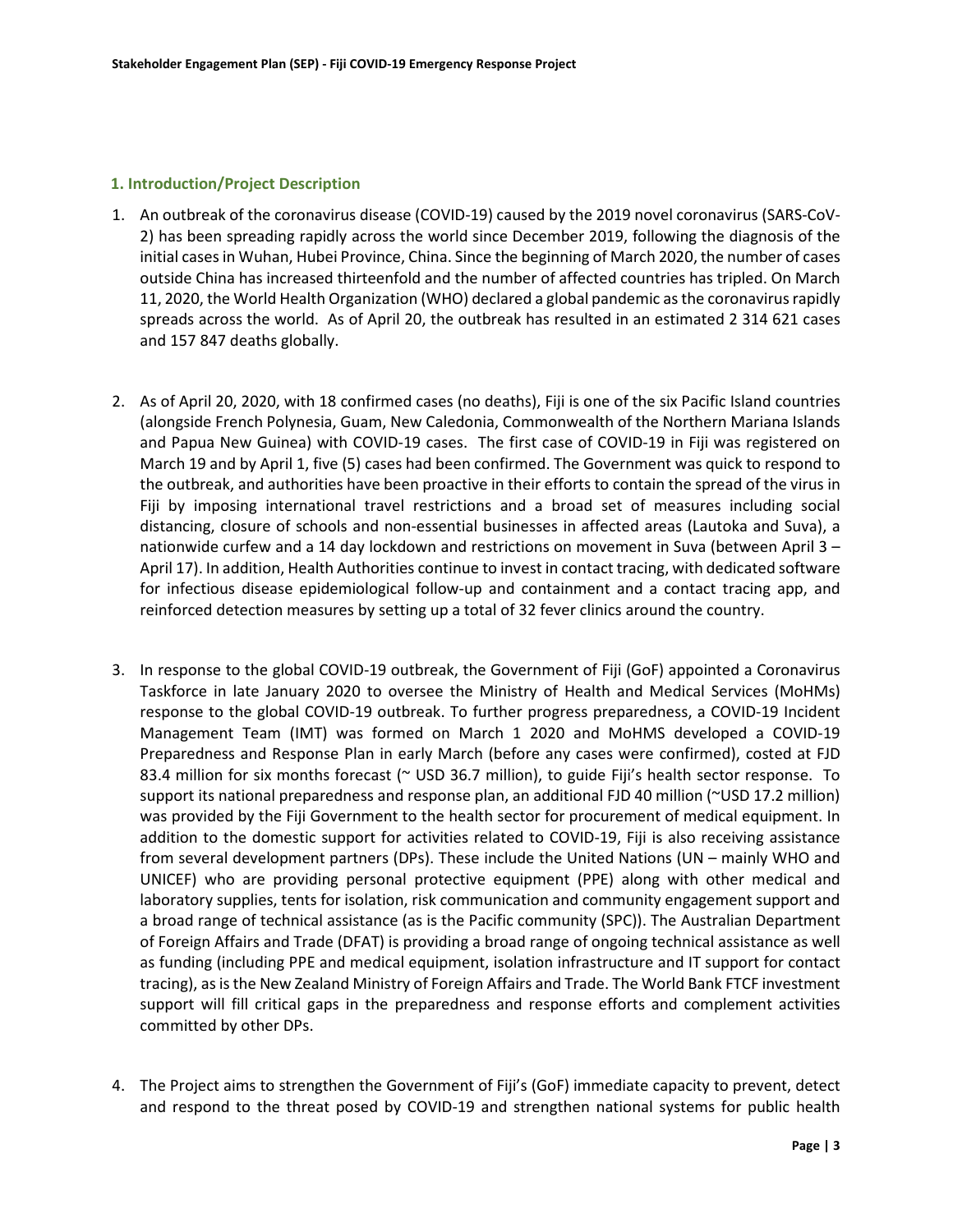## 1. Introduction/Project Description

1. An outbreak of the coronavirus disease (COVID-19) caused by the 2019 novel coronavirus (SARS-CoV-2) has been spreading rapidly across the world since December 2019, following the diagnosis of the initial cases in Wuhan, Hubei Province, China. Since the beginning of March 2020, the number of cases outside China has increased thirteenfold and the number of affected countries has tripled. On March 11, 2020, the World Health Organization (WHO) declared a global pandemic as the coronavirus rapidly spreads across the world. As of April 20, the outbreak has resulted in an estimated 2 314 621 cases and 157 847 deaths globally.

2. As of April 20, 2020, with 18 confirmed cases (no deaths), Fiji is one of the six Pacific Island countries (alongside French Polynesia, Guam, New Caledonia, Commonwealth of the Northern Mariana Islands and Papua New Guinea) with COVID-19 cases. The first case of COVID-19 in Fiji was registered on March 19 and by April 1, five (5) cases had been confirmed. The Government was quick to respond to the outbreak, and authorities have been proactive in their efforts to contain the spread of the virus in Fiji by imposing international travel restrictions and a broad set of measures including social distancing, closure of schools and non-essential businesses in affected areas (Lautoka and Suva), a nationwide curfew and a 14 day lockdown and restrictions on movement in Suva (between April 3 – April 17). In addition, Health Authorities continue to invest in contact tracing, with dedicated software for infectious disease epidemiological follow-up and containment and a contact tracing app, and reinforced detection measures by setting up a total of 32 fever clinics around the country.

3. In response to the global COVID-19 outbreak, the Government of Fiji (GoF) appointed a Coronavirus Taskforce in late January 2020 to oversee the Ministry of Health and Medical Services (MoHMs) response to the global COVID-19 outbreak. To further progress preparedness, a COVID-19 Incident Management Team (IMT) was formed on March 1 2020 and MoHMS developed a COVID-19 Preparedness and Response Plan in early March (before any cases were confirmed), costed at FJD 83.4 million for six months forecast (~ USD 36.7 million), to guide Fiji's health sector response. To support its national preparedness and response plan, an additional FJD 40 million (~USD 17.2 million) was provided by the Fiji Government to the health sector for procurement of medical equipment. In addition to the domestic support for activities related to COVID-19, Fiji is also receiving assistance from several development partners (DPs). These include the United Nations (UN – mainly WHO and UNICEF) who are providing personal protective equipment (PPE) along with other medical and laboratory supplies, tents for isolation, risk communication and community engagement support and a broad range of technical assistance (as is the Pacific community (SPC)). The Australian Department of Foreign Affairs and Trade (DFAT) is providing a broad range of ongoing technical assistance as well as funding (including PPE and medical equipment, isolation infrastructure and IT support for contact tracing), as is the New Zealand Ministry of Foreign Affairs and Trade. The World Bank FTCF investment support will fill critical gaps in the preparedness and response efforts and complement activities committed by other DPs.

4. The Project aims to strengthen the Government of Fiji's (GoF) immediate capacity to prevent, detect and respond to the threat posed by COVID-19 and strengthen national systems for public health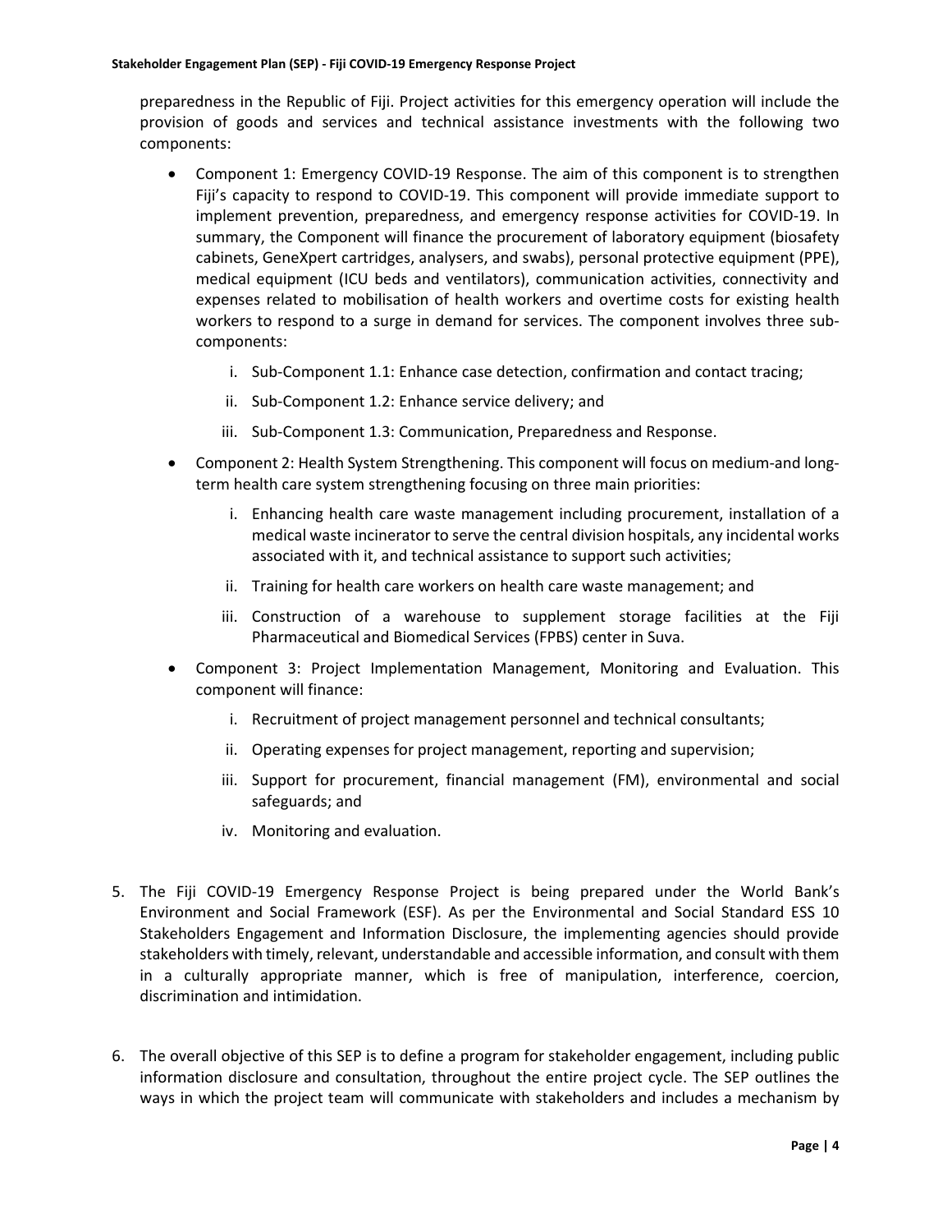preparedness in the Republic of Fiji. Project activities for this emergency operation will include the provision of goods and services and technical assistance investments with the following two components:

- Component 1: Emergency COVID-19 Response. The aim of this component is to strengthen Fiji's capacity to respond to COVID-19. This component will provide immediate support to implement prevention, preparedness, and emergency response activities for COVID-19. In summary, the Component will finance the procurement of laboratory equipment (biosafety cabinets, GeneXpert cartridges, analysers, and swabs), personal protective equipment (PPE), medical equipment (ICU beds and ventilators), communication activities, connectivity and expenses related to mobilisation of health workers and overtime costs for existing health workers to respond to a surge in demand for services. The component involves three sub-components:
    i. Sub-Component 1.1: Enhance case detection, confirmation and contact tracing;
    ii. Sub-Component 1.2: Enhance service delivery; and
    iii. Sub-Component 1.3: Communication, Preparedness and Response.
- Component 2: Health System Strengthening. This component will focus on medium-and long-term health care system strengthening focusing on three main priorities:
    i. Enhancing health care waste management including procurement, installation of a medical waste incinerator to serve the central division hospitals, any incidental works associated with it, and technical assistance to support such activities;
    ii. Training for health care workers on health care waste management; and
    iii. Construction of a warehouse to supplement storage facilities at the Fiji Pharmaceutical and Biomedical Services (FPBS) center in Suva.
- Component 3: Project Implementation Management, Monitoring and Evaluation. This component will finance:
    i. Recruitment of project management personnel and technical consultants;
    ii. Operating expenses for project management, reporting and supervision;
    iii. Support for procurement, financial management (FM), environmental and social safeguards; and
    iv. Monitoring and evaluation.

5. The Fiji COVID-19 Emergency Response Project is being prepared under the World Bank's Environment and Social Framework (ESF). As per the Environmental and Social Standard ESS 10 Stakeholders Engagement and Information Disclosure, the implementing agencies should provide stakeholders with timely, relevant, understandable and accessible information, and consult with them in a culturally appropriate manner, which is free of manipulation, interference, coercion, discrimination and intimidation.

6. The overall objective of this SEP is to define a program for stakeholder engagement, including public information disclosure and consultation, throughout the entire project cycle. The SEP outlines the ways in which the project team will communicate with stakeholders and includes a mechanism by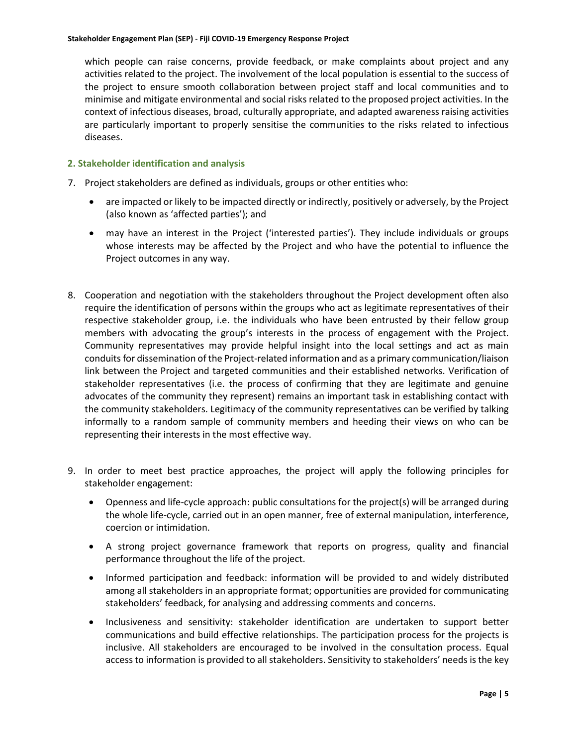which people can raise concerns, provide feedback, or make complaints about project and any activities related to the project. The involvement of the local population is essential to the success of the project to ensure smooth collaboration between project staff and local communities and to minimise and mitigate environmental and social risks related to the proposed project activities. In the context of infectious diseases, broad, culturally appropriate, and adapted awareness raising activities are particularly important to properly sensitise the communities to the risks related to infectious diseases.

## 2. Stakeholder identification and analysis

7. Project stakeholders are defined as individuals, groups or other entities who:
    - are impacted or likely to be impacted directly or indirectly, positively or adversely, by the Project (also known as 'affected parties'); and
    - may have an interest in the Project ('interested parties'). They include individuals or groups whose interests may be affected by the Project and who have the potential to influence the Project outcomes in any way.

8. Cooperation and negotiation with the stakeholders throughout the Project development often also require the identification of persons within the groups who act as legitimate representatives of their respective stakeholder group, i.e. the individuals who have been entrusted by their fellow group members with advocating the group's interests in the process of engagement with the Project. Community representatives may provide helpful insight into the local settings and act as main conduits for dissemination of the Project-related information and as a primary communication/liaison link between the Project and targeted communities and their established networks. Verification of stakeholder representatives (i.e. the process of confirming that they are legitimate and genuine advocates of the community they represent) remains an important task in establishing contact with the community stakeholders. Legitimacy of the community representatives can be verified by talking informally to a random sample of community members and heeding their views on who can be representing their interests in the most effective way.

9. In order to meet best practice approaches, the project will apply the following principles for stakeholder engagement:
    - Openness and life-cycle approach: public consultations for the project(s) will be arranged during the whole life-cycle, carried out in an open manner, free of external manipulation, interference, coercion or intimidation.
    - A strong project governance framework that reports on progress, quality and financial performance throughout the life of the project.
    - Informed participation and feedback: information will be provided to and widely distributed among all stakeholders in an appropriate format; opportunities are provided for communicating stakeholders' feedback, for analysing and addressing comments and concerns.
    - Inclusiveness and sensitivity: stakeholder identification are undertaken to support better communications and build effective relationships. The participation process for the projects is inclusive. All stakeholders are encouraged to be involved in the consultation process. Equal access to information is provided to all stakeholders. Sensitivity to stakeholders' needs is the key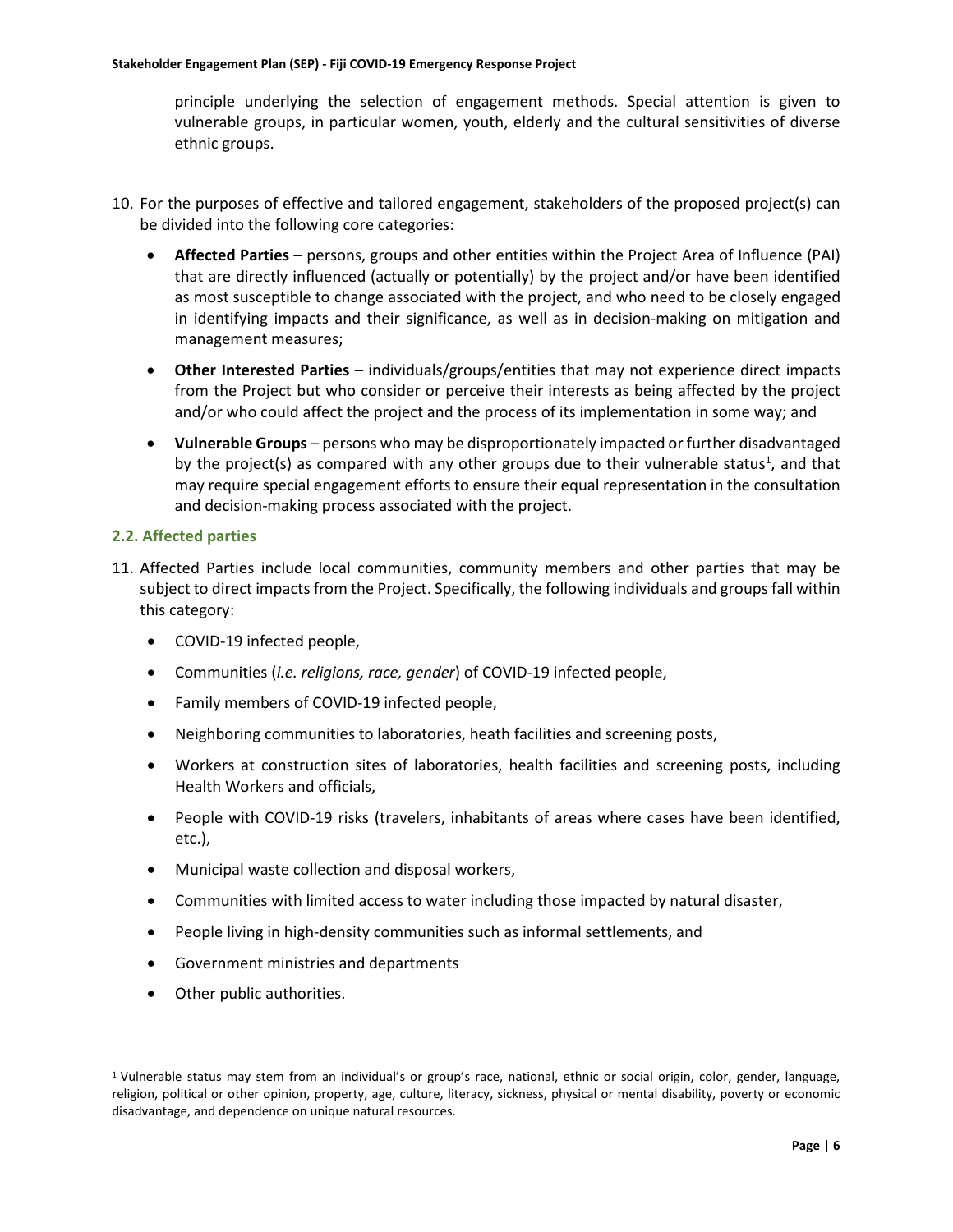principle underlying the selection of engagement methods. Special attention is given to vulnerable groups, in particular women, youth, elderly and the cultural sensitivities of diverse ethnic groups.

10. For the purposes of effective and tailored engagement, stakeholders of the proposed project(s) can be divided into the following core categories:

    - **Affected Parties** – persons, groups and other entities within the Project Area of Influence (PAI) that are directly influenced (actually or potentially) by the project and/or have been identified as most susceptible to change associated with the project, and who need to be closely engaged in identifying impacts and their significance, as well as in decision-making on mitigation and management measures;
    - **Other Interested Parties** – individuals/groups/entities that may not experience direct impacts from the Project but who consider or perceive their interests as being affected by the project and/or who could affect the project and the process of its implementation in some way; and
    - **Vulnerable Groups** – persons who may be disproportionately impacted or further disadvantaged by the project(s) as compared with any other groups due to their vulnerable status[1], and that may require special engagement efforts to ensure their equal representation in the consultation and decision-making process associated with the project.

### 2.2. Affected parties

11. Affected Parties include local communities, community members and other parties that may be subject to direct impacts from the Project. Specifically, the following individuals and groups fall within this category:

    - COVID-19 infected people,
    - Communities (*i.e. religions, race, gender*) of COVID-19 infected people,
    - Family members of COVID-19 infected people,
    - Neighboring communities to laboratories, heath facilities and screening posts,
    - Workers at construction sites of laboratories, health facilities and screening posts, including Health Workers and officials,
    - People with COVID-19 risks (travelers, inhabitants of areas where cases have been identified, etc.),
    - Municipal waste collection and disposal workers,
    - Communities with limited access to water including those impacted by natural disaster,
    - People living in high-density communities such as informal settlements, and
    - Government ministries and departments
    - Other public authorities.

[1] Vulnerable status may stem from an individual's or group's race, national, ethnic or social origin, color, gender, language, religion, political or other opinion, property, age, culture, literacy, sickness, physical or mental disability, poverty or economic disadvantage, and dependence on unique natural resources.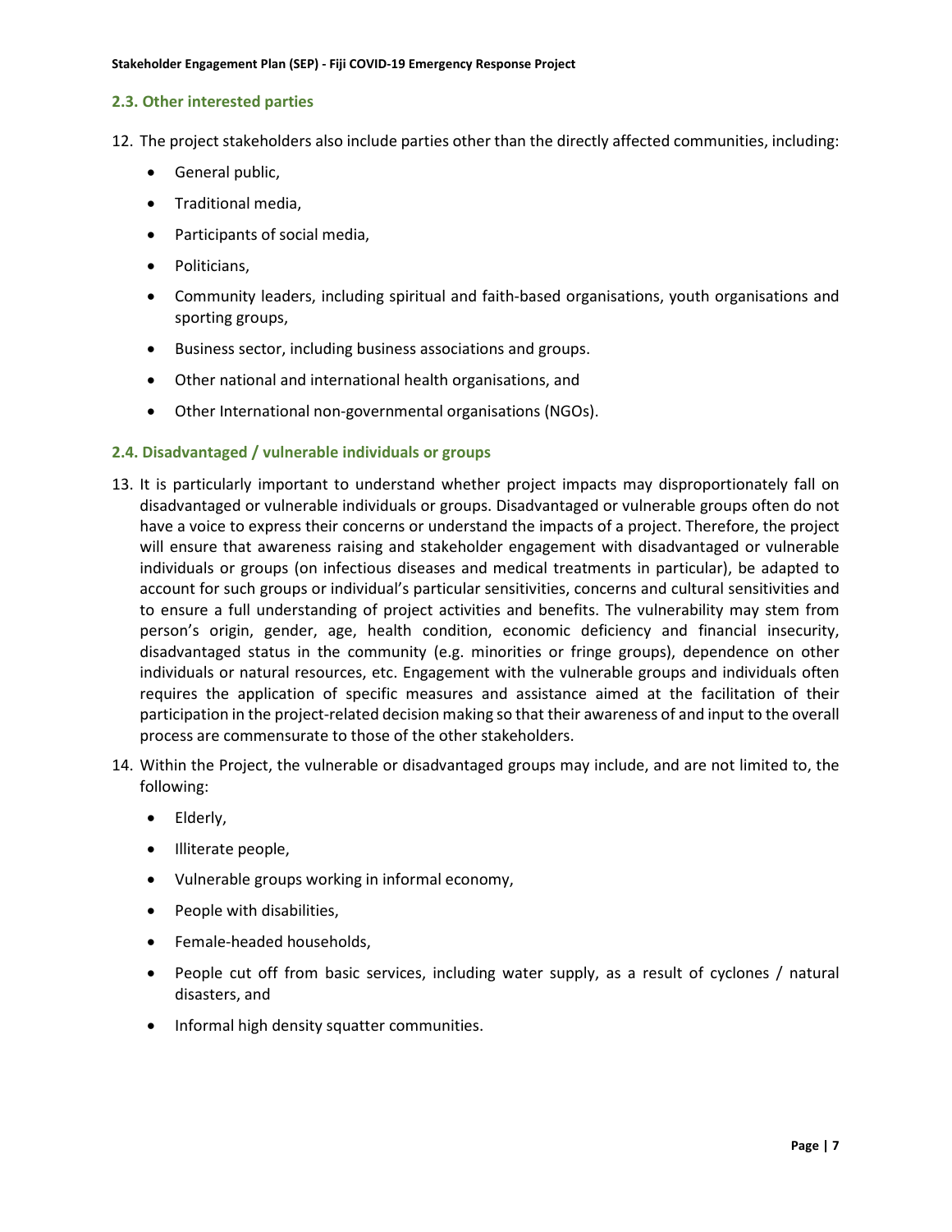### 2.3. Other interested parties

12. The project stakeholders also include parties other than the directly affected communities, including:
    - General public,
    - Traditional media,
    - Participants of social media,
    - Politicians,
    - Community leaders, including spiritual and faith-based organisations, youth organisations and sporting groups,
    - Business sector, including business associations and groups.
    - Other national and international health organisations, and
    - Other International non-governmental organisations (NGOs).

### 2.4. Disadvantaged / vulnerable individuals or groups

13. It is particularly important to understand whether project impacts may disproportionately fall on disadvantaged or vulnerable individuals or groups. Disadvantaged or vulnerable groups often do not have a voice to express their concerns or understand the impacts of a project. Therefore, the project will ensure that awareness raising and stakeholder engagement with disadvantaged or vulnerable individuals or groups (on infectious diseases and medical treatments in particular), be adapted to account for such groups or individual's particular sensitivities, concerns and cultural sensitivities and to ensure a full understanding of project activities and benefits. The vulnerability may stem from person's origin, gender, age, health condition, economic deficiency and financial insecurity, disadvantaged status in the community (e.g. minorities or fringe groups), dependence on other individuals or natural resources, etc. Engagement with the vulnerable groups and individuals often requires the application of specific measures and assistance aimed at the facilitation of their participation in the project-related decision making so that their awareness of and input to the overall process are commensurate to those of the other stakeholders.
14. Within the Project, the vulnerable or disadvantaged groups may include, and are not limited to, the following:
    - Elderly,
    - Illiterate people,
    - Vulnerable groups working in informal economy,
    - People with disabilities,
    - Female-headed households,
    - People cut off from basic services, including water supply, as a result of cyclones / natural disasters, and
    - Informal high density squatter communities.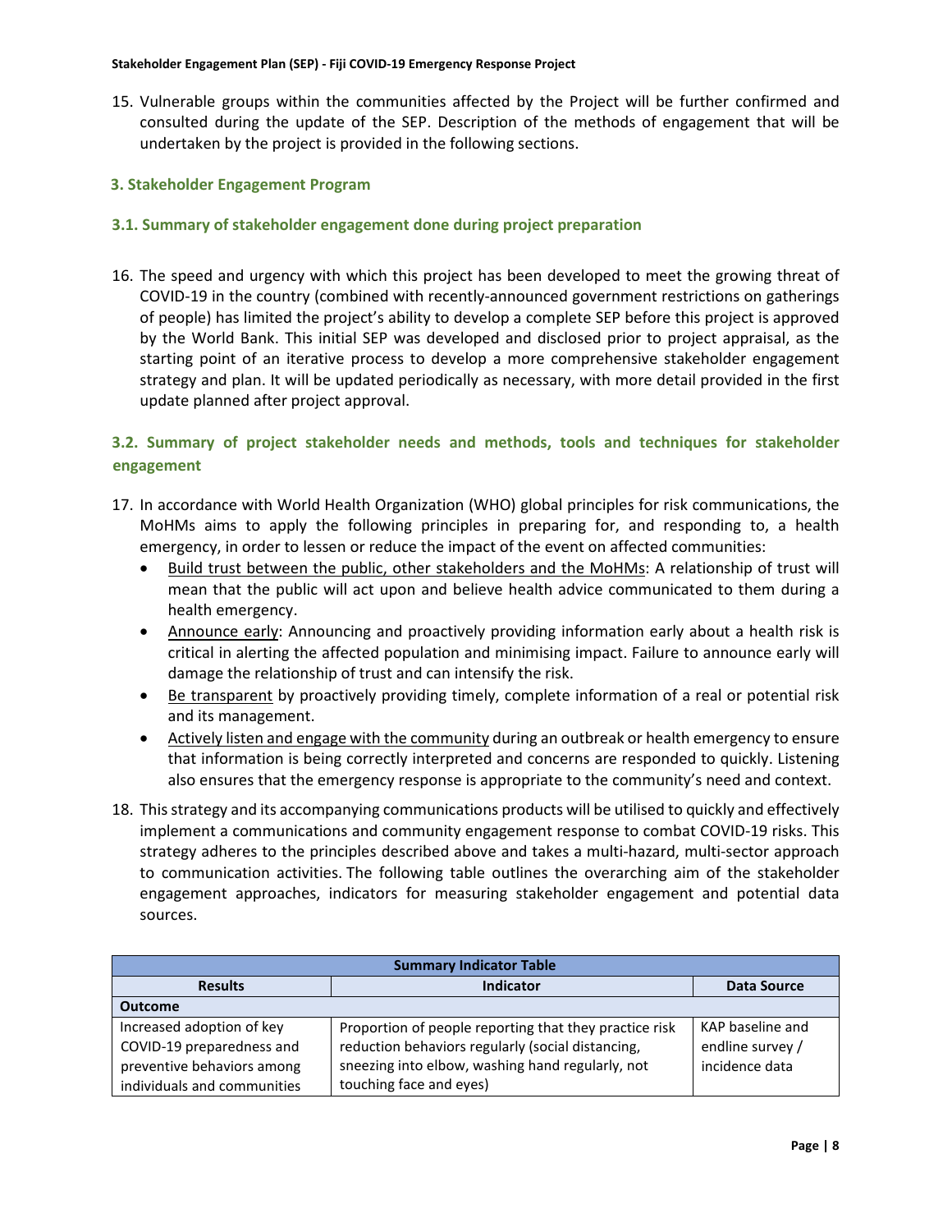15. Vulnerable groups within the communities affected by the Project will be further confirmed and consulted during the update of the SEP. Description of the methods of engagement that will be undertaken by the project is provided in the following sections.

## 3. Stakeholder Engagement Program

### 3.1. Summary of stakeholder engagement done during project preparation

16. The speed and urgency with which this project has been developed to meet the growing threat of COVID-19 in the country (combined with recently-announced government restrictions on gatherings of people) has limited the project's ability to develop a complete SEP before this project is approved by the World Bank. This initial SEP was developed and disclosed prior to project appraisal, as the starting point of an iterative process to develop a more comprehensive stakeholder engagement strategy and plan. It will be updated periodically as necessary, with more detail provided in the first update planned after project approval.

### 3.2. Summary of project stakeholder needs and methods, tools and techniques for stakeholder engagement

17. In accordance with World Health Organization (WHO) global principles for risk communications, the MoHMs aims to apply the following principles in preparing for, and responding to, a health emergency, in order to lessen or reduce the impact of the event on affected communities:
    - Build trust between the public, other stakeholders and the MoHMs: A relationship of trust will mean that the public will act upon and believe health advice communicated to them during a health emergency.
    - Announce early: Announcing and proactively providing information early about a health risk is critical in alerting the affected population and minimising impact. Failure to announce early will damage the relationship of trust and can intensify the risk.
    - Be transparent by proactively providing timely, complete information of a real or potential risk and its management.
    - Actively listen and engage with the community during an outbreak or health emergency to ensure that information is being correctly interpreted and concerns are responded to quickly. Listening also ensures that the emergency response is appropriate to the community's need and context.

18. This strategy and its accompanying communications products will be utilised to quickly and effectively implement a communications and community engagement response to combat COVID-19 risks. This strategy adheres to the principles described above and takes a multi-hazard, multi-sector approach to communication activities. The following table outlines the overarching aim of the stakeholder engagement approaches, indicators for measuring stakeholder engagement and potential data sources.

| Summary Indicator Table | | |
|---|---|---|
| **Results** | **Indicator** | **Data Source** |
| **Outcome** | | |
| Increased adoption of key COVID-19 preparedness and preventive behaviors among individuals and communities | Proportion of people reporting that they practice risk reduction behaviors regularly (social distancing, sneezing into elbow, washing hand regularly, not touching face and eyes) | KAP baseline and endline survey / incidence data |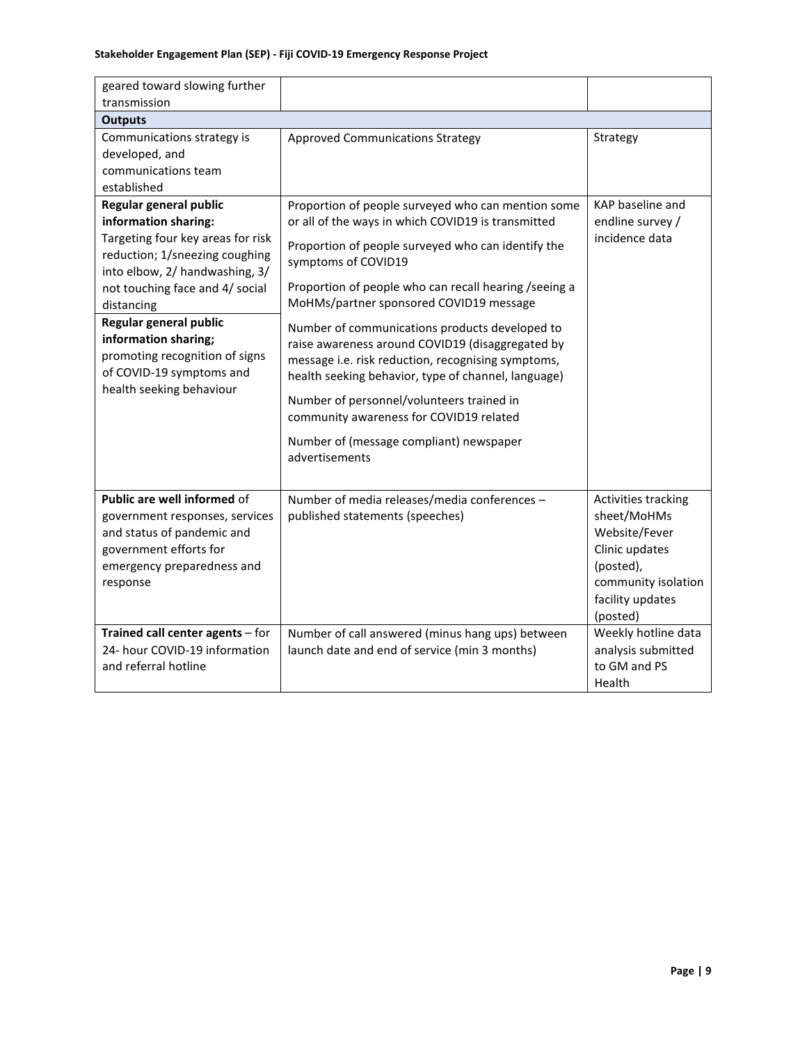| | | |
|---|---|---|
| geared toward slowing further transmission | | |
| **Outputs** | | |
| Communications strategy is developed, and communications team established | Approved Communications Strategy | Strategy |
| **Regular general public information sharing:** Targeting four key areas for risk reduction; 1/sneezing coughing into elbow, 2/ handwashing, 3/ not touching face and 4/ social distancing<br>**Regular general public information sharing;** promoting recognition of signs of COVID-19 symptoms and health seeking behaviour | Proportion of people surveyed who can mention some or all of the ways in which COVID19 is transmitted<br>Proportion of people surveyed who can identify the symptoms of COVID19<br>Proportion of people who can recall hearing /seeing a MoHMs/partner sponsored COVID19 message<br>Number of communications products developed to raise awareness around COVID19 (disaggregated by message i.e. risk reduction, recognising symptoms, health seeking behavior, type of channel, language)<br>Number of personnel/volunteers trained in community awareness for COVID19 related<br>Number of (message compliant) newspaper advertisements | KAP baseline and endline survey / incidence data |
| **Public are well informed** of government responses, services and status of pandemic and government efforts for emergency preparedness and response | Number of media releases/media conferences – published statements (speeches) | Activities tracking sheet/MoHMs Website/Fever Clinic updates (posted), community isolation facility updates (posted) |
| **Trained call center agents** – for 24- hour COVID-19 information and referral hotline | Number of call answered (minus hang ups) between launch date and end of service (min 3 months) | Weekly hotline data analysis submitted to GM and PS Health |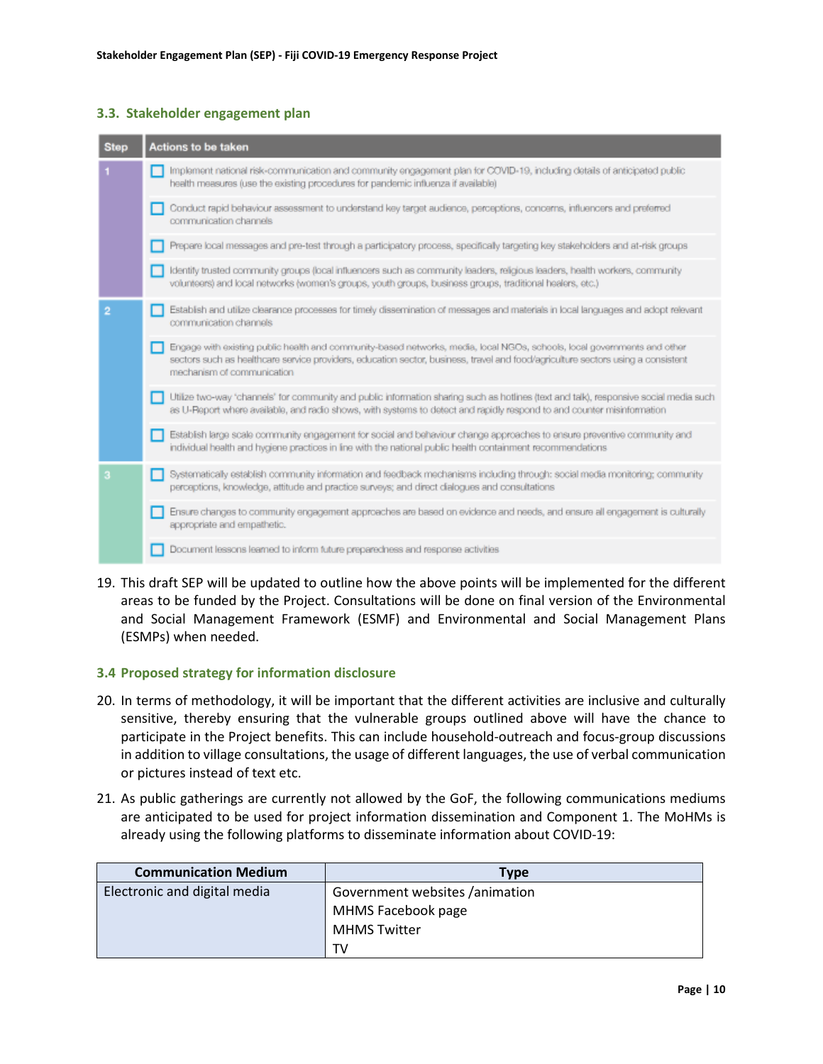### 3.3. Stakeholder engagement plan

| Step | Actions to be taken |
|---|---|
| 1 | ☐ Implement national risk-communication and community engagement plan for COVID-19, including details of anticipated public health measures (use the existing procedures for pandemic influenza if available) |
| | ☐ Conduct rapid behaviour assessment to understand key target audience, perceptions, concerns, influencers and preferred communication channels |
| | ☐ Prepare local messages and pre-test through a participatory process, specifically targeting key stakeholders and at-risk groups |
| | ☐ Identify trusted community groups (local influencers such as community leaders, religious leaders, health workers, community volunteers) and local networks (women's groups, youth groups, business groups, traditional healers, etc.) |
| 2 | ☐ Establish and utilize clearance processes for timely dissemination of messages and materials in local languages and adopt relevant communication channels |
| | ☐ Engage with existing public health and community-based networks, media, local NGOs, schools, local governments and other sectors such as healthcare service providers, education sector, business, travel and food/agriculture sectors using a consistent mechanism of communication |
| | ☐ Utilize two-way 'channels' for community and public information sharing such as hotlines (text and talk), responsive social media such as U-Report where available, and radio shows, with systems to detect and rapidly respond to and counter misinformation |
| | ☐ Establish large scale community engagement for social and behaviour change approaches to ensure preventive community and individual health and hygiene practices in line with the national public health containment recommendations |
| 3 | ☐ Systematically establish community information and feedback mechanisms including through: social media monitoring; community perceptions, knowledge, attitude and practice surveys; and direct dialogues and consultations |
| | ☐ Ensure changes to community engagement approaches are based on evidence and needs, and ensure all engagement is culturally appropriate and empathetic. |
| | ☐ Document lessons learned to inform future preparedness and response activities |

19. This draft SEP will be updated to outline how the above points will be implemented for the different areas to be funded by the Project. Consultations will be done on final version of the Environmental and Social Management Framework (ESMF) and Environmental and Social Management Plans (ESMPs) when needed.

### 3.4 Proposed strategy for information disclosure

20. In terms of methodology, it will be important that the different activities are inclusive and culturally sensitive, thereby ensuring that the vulnerable groups outlined above will have the chance to participate in the Project benefits. This can include household-outreach and focus-group discussions in addition to village consultations, the usage of different languages, the use of verbal communication or pictures instead of text etc.

21. As public gatherings are currently not allowed by the GoF, the following communications mediums are anticipated to be used for project information dissemination and Component 1. The MoHMs is already using the following platforms to disseminate information about COVID-19:

| Communication Medium | Type |
|---|---|
| Electronic and digital media | Government websites /animation |
| | MHMS Facebook page |
| | MHMS Twitter |
| | TV |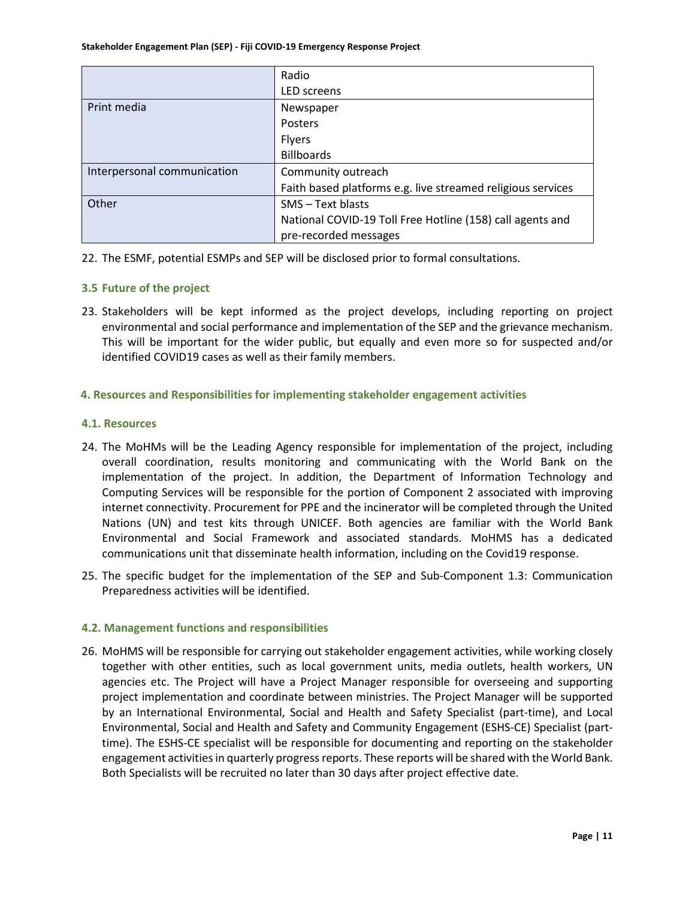| | |
|---|---|
| | Radio<br>LED screens |
| Print media | Newspaper<br>Posters<br>Flyers<br>Billboards |
| Interpersonal communication | Community outreach<br>Faith based platforms e.g. live streamed religious services |
| Other | SMS – Text blasts<br>National COVID-19 Toll Free Hotline (158) call agents and pre-recorded messages |

22. The ESMF, potential ESMPs and SEP will be disclosed prior to formal consultations.

### 3.5 Future of the project

23. Stakeholders will be kept informed as the project develops, including reporting on project environmental and social performance and implementation of the SEP and the grievance mechanism. This will be important for the wider public, but equally and even more so for suspected and/or identified COVID19 cases as well as their family members.

## 4. Resources and Responsibilities for implementing stakeholder engagement activities

### 4.1. Resources

24. The MoHMs will be the Leading Agency responsible for implementation of the project, including overall coordination, results monitoring and communicating with the World Bank on the implementation of the project. In addition, the Department of Information Technology and Computing Services will be responsible for the portion of Component 2 associated with improving internet connectivity. Procurement for PPE and the incinerator will be completed through the United Nations (UN) and test kits through UNICEF. Both agencies are familiar with the World Bank Environmental and Social Framework and associated standards. MoHMS has a dedicated communications unit that disseminate health information, including on the Covid19 response.

25. The specific budget for the implementation of the SEP and Sub-Component 1.3: Communication Preparedness activities will be identified.

### 4.2. Management functions and responsibilities

26. MoHMS will be responsible for carrying out stakeholder engagement activities, while working closely together with other entities, such as local government units, media outlets, health workers, UN agencies etc. The Project will have a Project Manager responsible for overseeing and supporting project implementation and coordinate between ministries. The Project Manager will be supported by an International Environmental, Social and Health and Safety Specialist (part-time), and Local Environmental, Social and Health and Safety and Community Engagement (ESHS-CE) Specialist (part-time). The ESHS-CE specialist will be responsible for documenting and reporting on the stakeholder engagement activities in quarterly progress reports. These reports will be shared with the World Bank. Both Specialists will be recruited no later than 30 days after project effective date.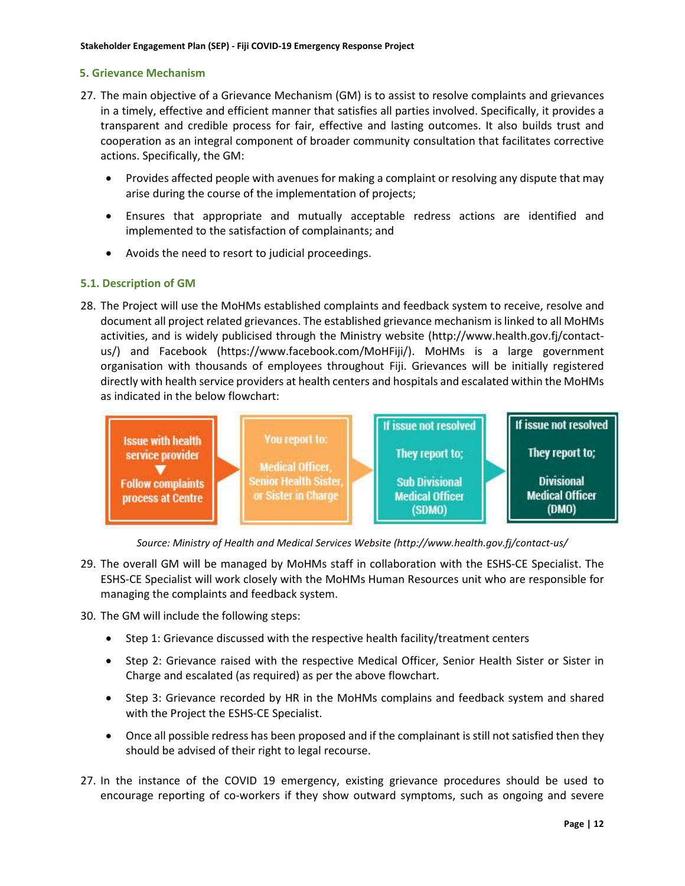## 5. Grievance Mechanism

27. The main objective of a Grievance Mechanism (GM) is to assist to resolve complaints and grievances in a timely, effective and efficient manner that satisfies all parties involved. Specifically, it provides a transparent and credible process for fair, effective and lasting outcomes. It also builds trust and cooperation as an integral component of broader community consultation that facilitates corrective actions. Specifically, the GM:

    - Provides affected people with avenues for making a complaint or resolving any dispute that may arise during the course of the implementation of projects;
    - Ensures that appropriate and mutually acceptable redress actions are identified and implemented to the satisfaction of complainants; and
    - Avoids the need to resort to judicial proceedings.

### 5.1. Description of GM

28. The Project will use the MoHMs established complaints and feedback system to receive, resolve and document all project related grievances. The established grievance mechanism is linked to all MoHMs activities, and is widely publicised through the Ministry website (http://www.health.gov.fj/contact-us/) and Facebook (https://www.facebook.com/MoHFiji/). MoHMs is a large government organisation with thousands of employees throughout Fiji. Grievances will be initially registered directly with health service providers at health centers and hospitals and escalated within the MoHMs as indicated in the below flowchart:

| Issue with health service provider ▼ Follow complaints process at Centre | You report to: Medical Officer, Senior Health Sister, or Sister in Charge | If issue not resolved They report to; Sub Divisional Medical Officer (SDMO) | If issue not resolved They report to; Divisional Medical Officer (DMO) |
|---|---|---|---|

*Source: Ministry of Health and Medical Services Website (http://www.health.gov.fj/contact-us/*

29. The overall GM will be managed by MoHMs staff in collaboration with the ESHS-CE Specialist. The ESHS-CE Specialist will work closely with the MoHMs Human Resources unit who are responsible for managing the complaints and feedback system.

30. The GM will include the following steps:

    - Step 1: Grievance discussed with the respective health facility/treatment centers
    - Step 2: Grievance raised with the respective Medical Officer, Senior Health Sister or Sister in Charge and escalated (as required) as per the above flowchart.
    - Step 3: Grievance recorded by HR in the MoHMs complains and feedback system and shared with the Project the ESHS-CE Specialist.
    - Once all possible redress has been proposed and if the complainant is still not satisfied then they should be advised of their right to legal recourse.

27. In the instance of the COVID 19 emergency, existing grievance procedures should be used to encourage reporting of co-workers if they show outward symptoms, such as ongoing and severe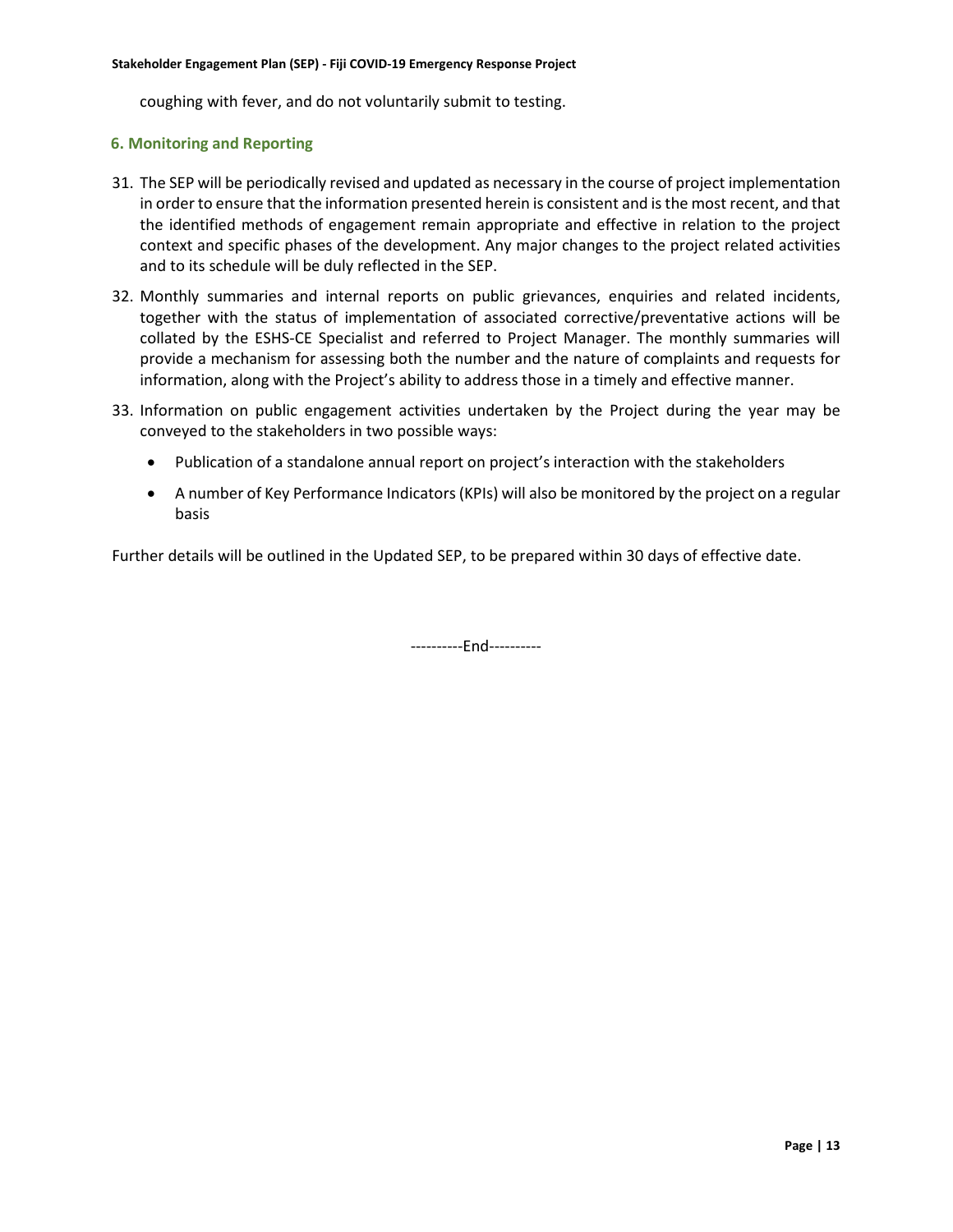coughing with fever, and do not voluntarily submit to testing.

## 6. Monitoring and Reporting

31. The SEP will be periodically revised and updated as necessary in the course of project implementation in order to ensure that the information presented herein is consistent and is the most recent, and that the identified methods of engagement remain appropriate and effective in relation to the project context and specific phases of the development. Any major changes to the project related activities and to its schedule will be duly reflected in the SEP.

32. Monthly summaries and internal reports on public grievances, enquiries and related incidents, together with the status of implementation of associated corrective/preventative actions will be collated by the ESHS-CE Specialist and referred to Project Manager. The monthly summaries will provide a mechanism for assessing both the number and the nature of complaints and requests for information, along with the Project's ability to address those in a timely and effective manner.

33. Information on public engagement activities undertaken by the Project during the year may be conveyed to the stakeholders in two possible ways:

    - Publication of a standalone annual report on project's interaction with the stakeholders
    - A number of Key Performance Indicators (KPIs) will also be monitored by the project on a regular basis

Further details will be outlined in the Updated SEP, to be prepared within 30 days of effective date.

----------End---------